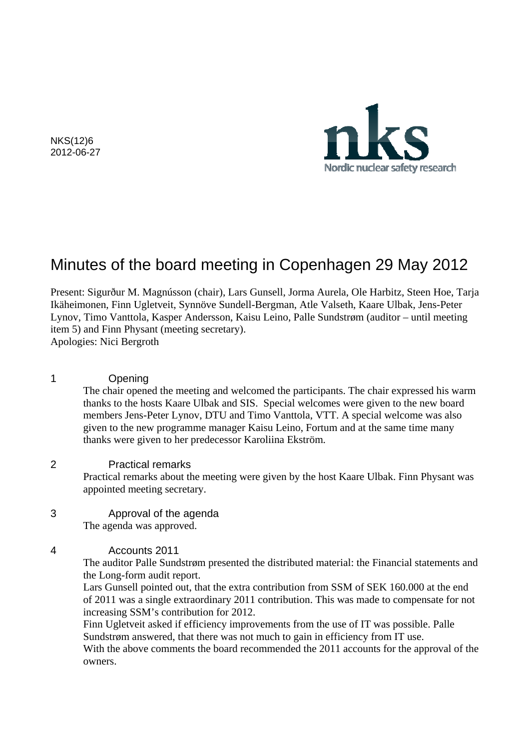NKS(12)6
2012-06-27

nks
Nordic nuclear safety research

# Minutes of the board meeting in Copenhagen 29 May 2012

Present: Sigurður M. Magnússon (chair), Lars Gunsell, Jorma Aurela, Ole Harbitz, Steen Hoe, Tarja Ikäheimonen, Finn Ugletveit, Synnöve Sundell-Bergman, Atle Valseth, Kaare Ulbak, Jens-Peter Lynov, Timo Vanttola, Kasper Andersson, Kaisu Leino, Palle Sundstrøm (auditor – until meeting item 5) and Finn Physant (meeting secretary).
Apologies: Nici Bergroth

## 1 Opening

The chair opened the meeting and welcomed the participants. The chair expressed his warm thanks to the hosts Kaare Ulbak and SIS. Special welcomes were given to the new board members Jens-Peter Lynov, DTU and Timo Vanttola, VTT. A special welcome was also given to the new programme manager Kaisu Leino, Fortum and at the same time many thanks were given to her predecessor Karoliina Ekström.

## 2 Practical remarks

Practical remarks about the meeting were given by the host Kaare Ulbak. Finn Physant was appointed meeting secretary.

## 3 Approval of the agenda

The agenda was approved.

## 4 Accounts 2011

The auditor Palle Sundstrøm presented the distributed material: the Financial statements and the Long-form audit report.

Lars Gunsell pointed out, that the extra contribution from SSM of SEK 160.000 at the end of 2011 was a single extraordinary 2011 contribution. This was made to compensate for not increasing SSM's contribution for 2012.

Finn Ugletveit asked if efficiency improvements from the use of IT was possible. Palle Sundstrøm answered, that there was not much to gain in efficiency from IT use.

With the above comments the board recommended the 2011 accounts for the approval of the owners.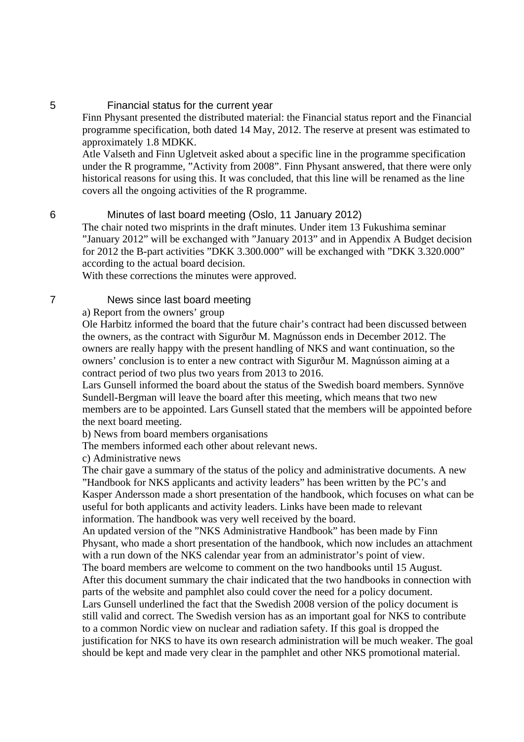## 5 Financial status for the current year

Finn Physant presented the distributed material: the Financial status report and the Financial programme specification, both dated 14 May, 2012. The reserve at present was estimated to approximately 1.8 MDKK.

Atle Valseth and Finn Ugletveit asked about a specific line in the programme specification under the R programme, ”Activity from 2008”. Finn Physant answered, that there were only historical reasons for using this. It was concluded, that this line will be renamed as the line covers all the ongoing activities of the R programme.

## 6 Minutes of last board meeting (Oslo, 11 January 2012)

The chair noted two misprints in the draft minutes. Under item 13 Fukushima seminar ”January 2012” will be exchanged with ”January 2013” and in Appendix A Budget decision for 2012 the B-part activities ”DKK 3.300.000” will be exchanged with ”DKK 3.320.000” according to the actual board decision.

With these corrections the minutes were approved.

## 7 News since last board meeting

a) Report from the owners’ group

Ole Harbitz informed the board that the future chair’s contract had been discussed between the owners, as the contract with Sigurður M. Magnússon ends in December 2012. The owners are really happy with the present handling of NKS and want continuation, so the owners’ conclusion is to enter a new contract with Sigurður M. Magnússon aiming at a contract period of two plus two years from 2013 to 2016.

Lars Gunsell informed the board about the status of the Swedish board members. Synnöve Sundell-Bergman will leave the board after this meeting, which means that two new members are to be appointed. Lars Gunsell stated that the members will be appointed before the next board meeting.

b) News from board members organisations

The members informed each other about relevant news.

c) Administrative news

The chair gave a summary of the status of the policy and administrative documents. A new ”Handbook for NKS applicants and activity leaders” has been written by the PC’s and Kasper Andersson made a short presentation of the handbook, which focuses on what can be useful for both applicants and activity leaders. Links have been made to relevant information. The handbook was very well received by the board.

An updated version of the ”NKS Administrative Handbook” has been made by Finn Physant, who made a short presentation of the handbook, which now includes an attachment with a run down of the NKS calendar year from an administrator’s point of view.

The board members are welcome to comment on the two handbooks until 15 August.

After this document summary the chair indicated that the two handbooks in connection with parts of the website and pamphlet also could cover the need for a policy document.

Lars Gunsell underlined the fact that the Swedish 2008 version of the policy document is still valid and correct. The Swedish version has as an important goal for NKS to contribute to a common Nordic view on nuclear and radiation safety. If this goal is dropped the justification for NKS to have its own research administration will be much weaker. The goal should be kept and made very clear in the pamphlet and other NKS promotional material.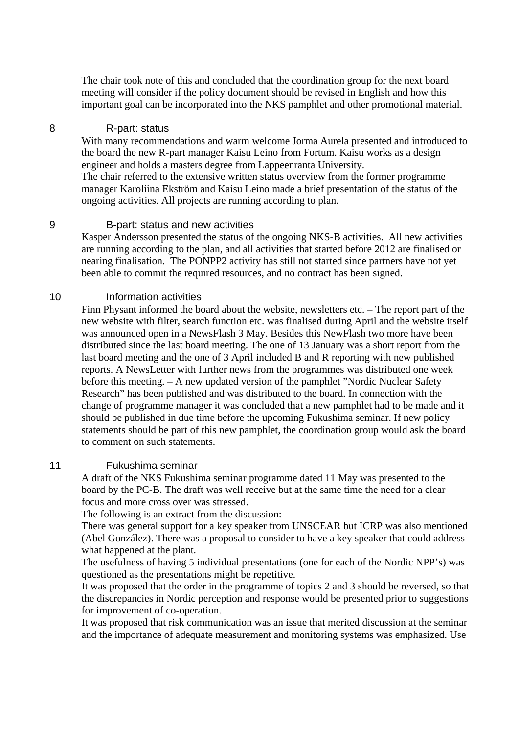The chair took note of this and concluded that the coordination group for the next board meeting will consider if the policy document should be revised in English and how this important goal can be incorporated into the NKS pamphlet and other promotional material.

## 8 R-part: status

With many recommendations and warm welcome Jorma Aurela presented and introduced to the board the new R-part manager Kaisu Leino from Fortum. Kaisu works as a design engineer and holds a masters degree from Lappeenranta University.
The chair referred to the extensive written status overview from the former programme manager Karoliina Ekström and Kaisu Leino made a brief presentation of the status of the ongoing activities. All projects are running according to plan.

## 9 B-part: status and new activities

Kasper Andersson presented the status of the ongoing NKS-B activities. All new activities are running according to the plan, and all activities that started before 2012 are finalised or nearing finalisation. The PONPP2 activity has still not started since partners have not yet been able to commit the required resources, and no contract has been signed.

## 10 Information activities

Finn Physant informed the board about the website, newsletters etc. – The report part of the new website with filter, search function etc. was finalised during April and the website itself was announced open in a NewsFlash 3 May. Besides this NewFlash two more have been distributed since the last board meeting. The one of 13 January was a short report from the last board meeting and the one of 3 April included B and R reporting with new published reports. A NewsLetter with further news from the programmes was distributed one week before this meeting. – A new updated version of the pamphlet "Nordic Nuclear Safety Research" has been published and was distributed to the board. In connection with the change of programme manager it was concluded that a new pamphlet had to be made and it should be published in due time before the upcoming Fukushima seminar. If new policy statements should be part of this new pamphlet, the coordination group would ask the board to comment on such statements.

## 11 Fukushima seminar

A draft of the NKS Fukushima seminar programme dated 11 May was presented to the board by the PC-B. The draft was well receive but at the same time the need for a clear focus and more cross over was stressed.
The following is an extract from the discussion:
There was general support for a key speaker from UNSCEAR but ICRP was also mentioned (Abel González). There was a proposal to consider to have a key speaker that could address what happened at the plant.
The usefulness of having 5 individual presentations (one for each of the Nordic NPP's) was questioned as the presentations might be repetitive.
It was proposed that the order in the programme of topics 2 and 3 should be reversed, so that the discrepancies in Nordic perception and response would be presented prior to suggestions for improvement of co-operation.
It was proposed that risk communication was an issue that merited discussion at the seminar and the importance of adequate measurement and monitoring systems was emphasized. Use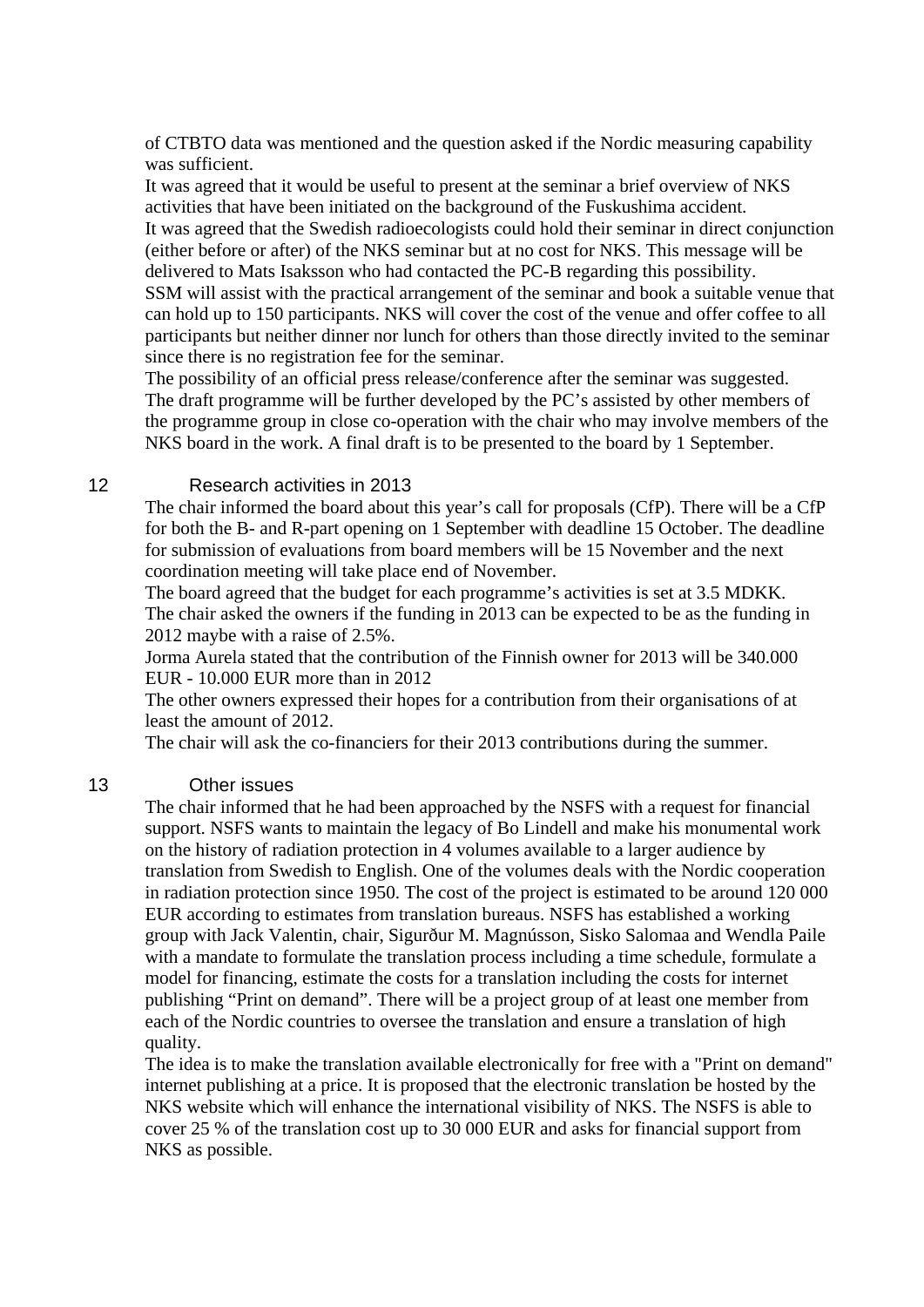of CTBTO data was mentioned and the question asked if the Nordic measuring capability was sufficient.

It was agreed that it would be useful to present at the seminar a brief overview of NKS activities that have been initiated on the background of the Fuskushima accident.

It was agreed that the Swedish radioecologists could hold their seminar in direct conjunction (either before or after) of the NKS seminar but at no cost for NKS. This message will be delivered to Mats Isaksson who had contacted the PC-B regarding this possibility.

SSM will assist with the practical arrangement of the seminar and book a suitable venue that can hold up to 150 participants. NKS will cover the cost of the venue and offer coffee to all participants but neither dinner nor lunch for others than those directly invited to the seminar since there is no registration fee for the seminar.

The possibility of an official press release/conference after the seminar was suggested.

The draft programme will be further developed by the PC's assisted by other members of the programme group in close co-operation with the chair who may involve members of the NKS board in the work. A final draft is to be presented to the board by 1 September.

## 12 Research activities in 2013

The chair informed the board about this year's call for proposals (CfP). There will be a CfP for both the B- and R-part opening on 1 September with deadline 15 October. The deadline for submission of evaluations from board members will be 15 November and the next coordination meeting will take place end of November.

The board agreed that the budget for each programme's activities is set at 3.5 MDKK.

The chair asked the owners if the funding in 2013 can be expected to be as the funding in 2012 maybe with a raise of 2.5%.

Jorma Aurela stated that the contribution of the Finnish owner for 2013 will be 340.000 EUR - 10.000 EUR more than in 2012

The other owners expressed their hopes for a contribution from their organisations of at least the amount of 2012.

The chair will ask the co-financiers for their 2013 contributions during the summer.

## 13 Other issues

The chair informed that he had been approached by the NSFS with a request for financial support. NSFS wants to maintain the legacy of Bo Lindell and make his monumental work on the history of radiation protection in 4 volumes available to a larger audience by translation from Swedish to English. One of the volumes deals with the Nordic cooperation in radiation protection since 1950. The cost of the project is estimated to be around 120 000 EUR according to estimates from translation bureaus. NSFS has established a working group with Jack Valentin, chair, Sigurður M. Magnússon, Sisko Salomaa and Wendla Paile with a mandate to formulate the translation process including a time schedule, formulate a model for financing, estimate the costs for a translation including the costs for internet publishing "Print on demand". There will be a project group of at least one member from each of the Nordic countries to oversee the translation and ensure a translation of high quality.

The idea is to make the translation available electronically for free with a "Print on demand" internet publishing at a price. It is proposed that the electronic translation be hosted by the NKS website which will enhance the international visibility of NKS. The NSFS is able to cover 25 % of the translation cost up to 30 000 EUR and asks for financial support from NKS as possible.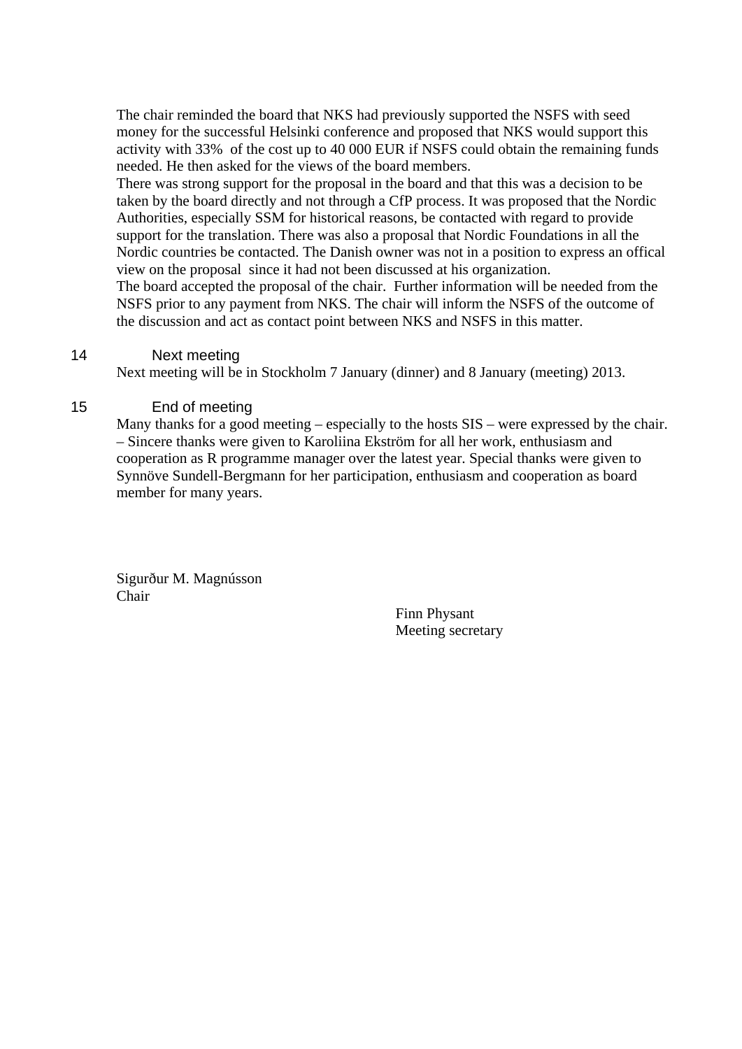The chair reminded the board that NKS had previously supported the NSFS with seed money for the successful Helsinki conference and proposed that NKS would support this activity with 33%  of the cost up to 40 000 EUR if NSFS could obtain the remaining funds needed. He then asked for the views of the board members.
There was strong support for the proposal in the board and that this was a decision to be taken by the board directly and not through a CfP process. It was proposed that the Nordic Authorities, especially SSM for historical reasons, be contacted with regard to provide support for the translation. There was also a proposal that Nordic Foundations in all the Nordic countries be contacted. The Danish owner was not in a position to express an offical view on the proposal  since it had not been discussed at his organization.
The board accepted the proposal of the chair.  Further information will be needed from the NSFS prior to any payment from NKS. The chair will inform the NSFS of the outcome of the discussion and act as contact point between NKS and NSFS in this matter.

## 14 Next meeting

Next meeting will be in Stockholm 7 January (dinner) and 8 January (meeting) 2013.

## 15 End of meeting

Many thanks for a good meeting – especially to the hosts SIS – were expressed by the chair. – Sincere thanks were given to Karoliina Ekström for all her work, enthusiasm and cooperation as R programme manager over the latest year. Special thanks were given to Synnöve Sundell-Bergmann for her participation, enthusiasm and cooperation as board member for many years.

Sigurður M. Magnússon
Chair

Finn Physant
Meeting secretary